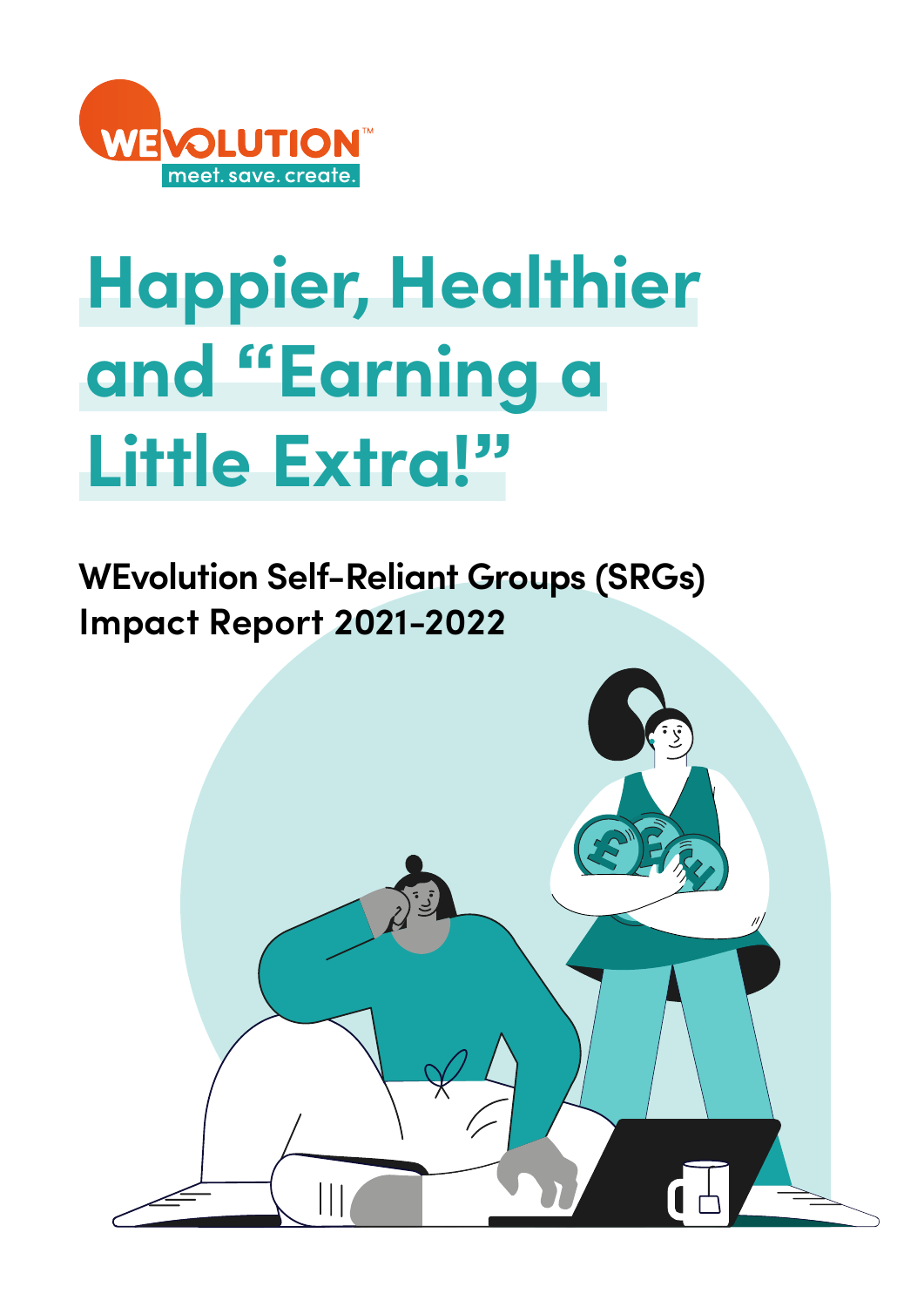WEVOLUTION™
meet. save. create.

# Happier, Healthier and "Earning a Little Extra!"

## WEvolution Self-Reliant Groups (SRGs) Impact Report 2021-2022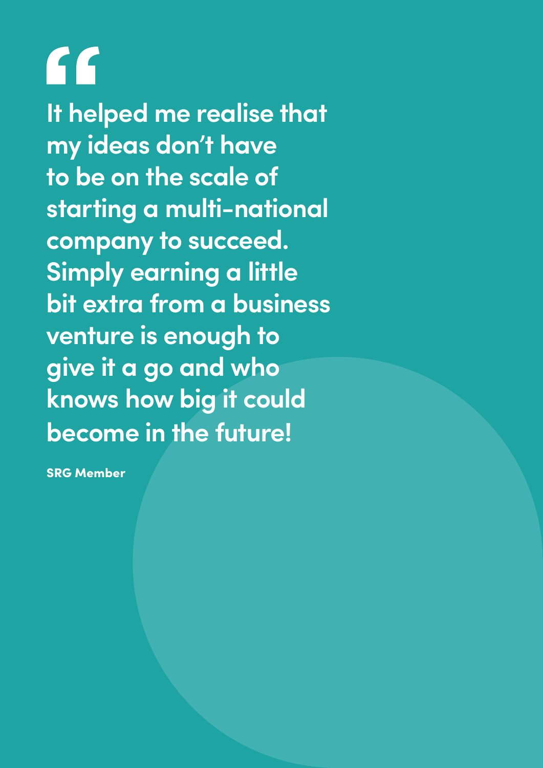> **It helped me realise that my ideas don’t have to be on the scale of starting a multi-national company to succeed. Simply earning a little bit extra from a business venture is enough to give it a go and who knows how big it could become in the future!**

**SRG Member**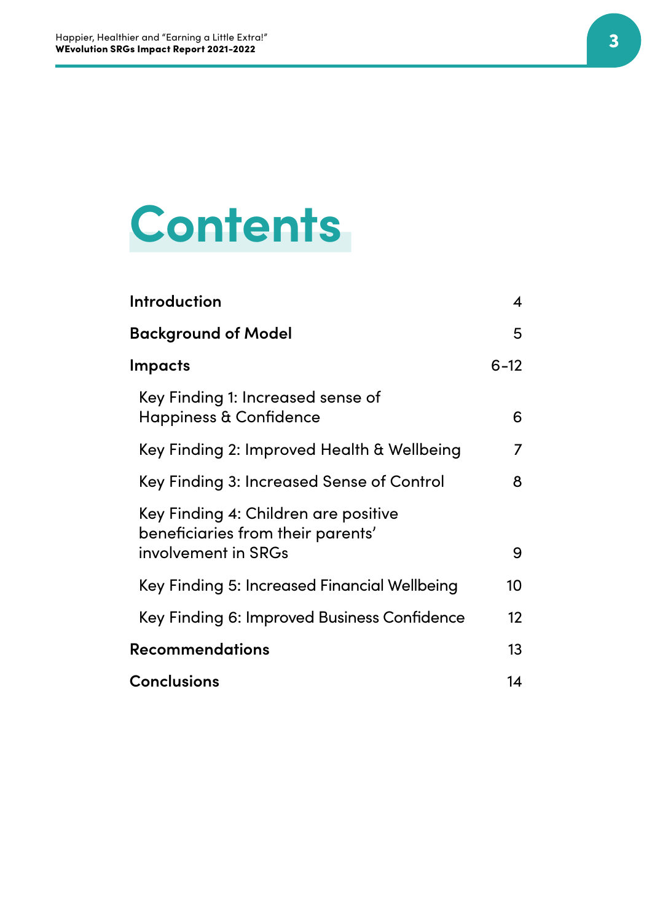# Contents

| | |
|---|---|
| **Introduction** | 4 |
| **Background of Model** | 5 |
| **Impacts** | 6–12 |
| Key Finding 1: Increased sense of Happiness & Confidence | 6 |
| Key Finding 2: Improved Health & Wellbeing | 7 |
| Key Finding 3: Increased Sense of Control | 8 |
| Key Finding 4: Children are positive beneficiaries from their parents' involvement in SRGs | 9 |
| Key Finding 5: Increased Financial Wellbeing | 10 |
| Key Finding 6: Improved Business Confidence | 12 |
| **Recommendations** | 13 |
| **Conclusions** | 14 |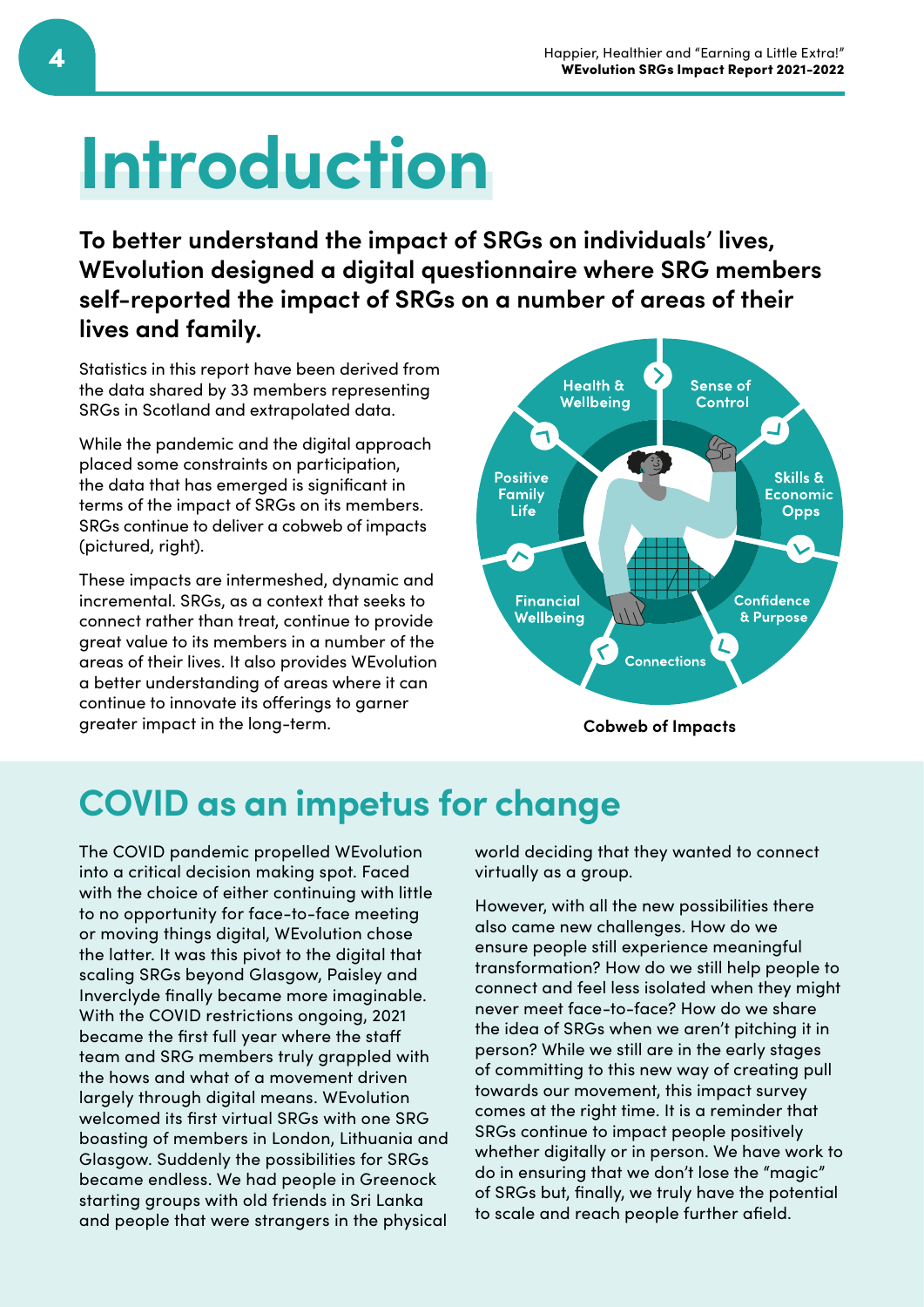# Introduction

**To better understand the impact of SRGs on individuals' lives, WEvolution designed a digital questionnaire where SRG members self-reported the impact of SRGs on a number of areas of their lives and family.**

Statistics in this report have been derived from the data shared by 33 members representing SRGs in Scotland and extrapolated data.

While the pandemic and the digital approach placed some constraints on participation, the data that has emerged is significant in terms of the impact of SRGs on its members. SRGs continue to deliver a cobweb of impacts (pictured, right).

These impacts are intermeshed, dynamic and incremental. SRGs, as a context that seeks to connect rather than treat, continue to provide great value to its members in a number of the areas of their lives. It also provides WEvolution a better understanding of areas where it can continue to innovate its offerings to garner greater impact in the long-term.

Health & Wellbeing

Sense of Control

Skills & Economic Opps

Confidence & Purpose

Connections

Financial Wellbeing

Positive Family Life

Cobweb of Impacts

## COVID as an impetus for change

The COVID pandemic propelled WEvolution into a critical decision making spot. Faced with the choice of either continuing with little to no opportunity for face-to-face meeting or moving things digital, WEvolution chose the latter. It was this pivot to the digital that scaling SRGs beyond Glasgow, Paisley and Inverclyde finally became more imaginable. With the COVID restrictions ongoing, 2021 became the first full year where the staff team and SRG members truly grappled with the hows and what of a movement driven largely through digital means. WEvolution welcomed its first virtual SRGs with one SRG boasting of members in London, Lithuania and Glasgow. Suddenly the possibilities for SRGs became endless. We had people in Greenock starting groups with old friends in Sri Lanka and people that were strangers in the physical world deciding that they wanted to connect virtually as a group.

However, with all the new possibilities there also came new challenges. How do we ensure people still experience meaningful transformation? How do we still help people to connect and feel less isolated when they might never meet face-to-face? How do we share the idea of SRGs when we aren't pitching it in person? While we still are in the early stages of committing to this new way of creating pull towards our movement, this impact survey comes at the right time. It is a reminder that SRGs continue to impact people positively whether digitally or in person. We have work to do in ensuring that we don't lose the "magic" of SRGs but, finally, we truly have the potential to scale and reach people further afield.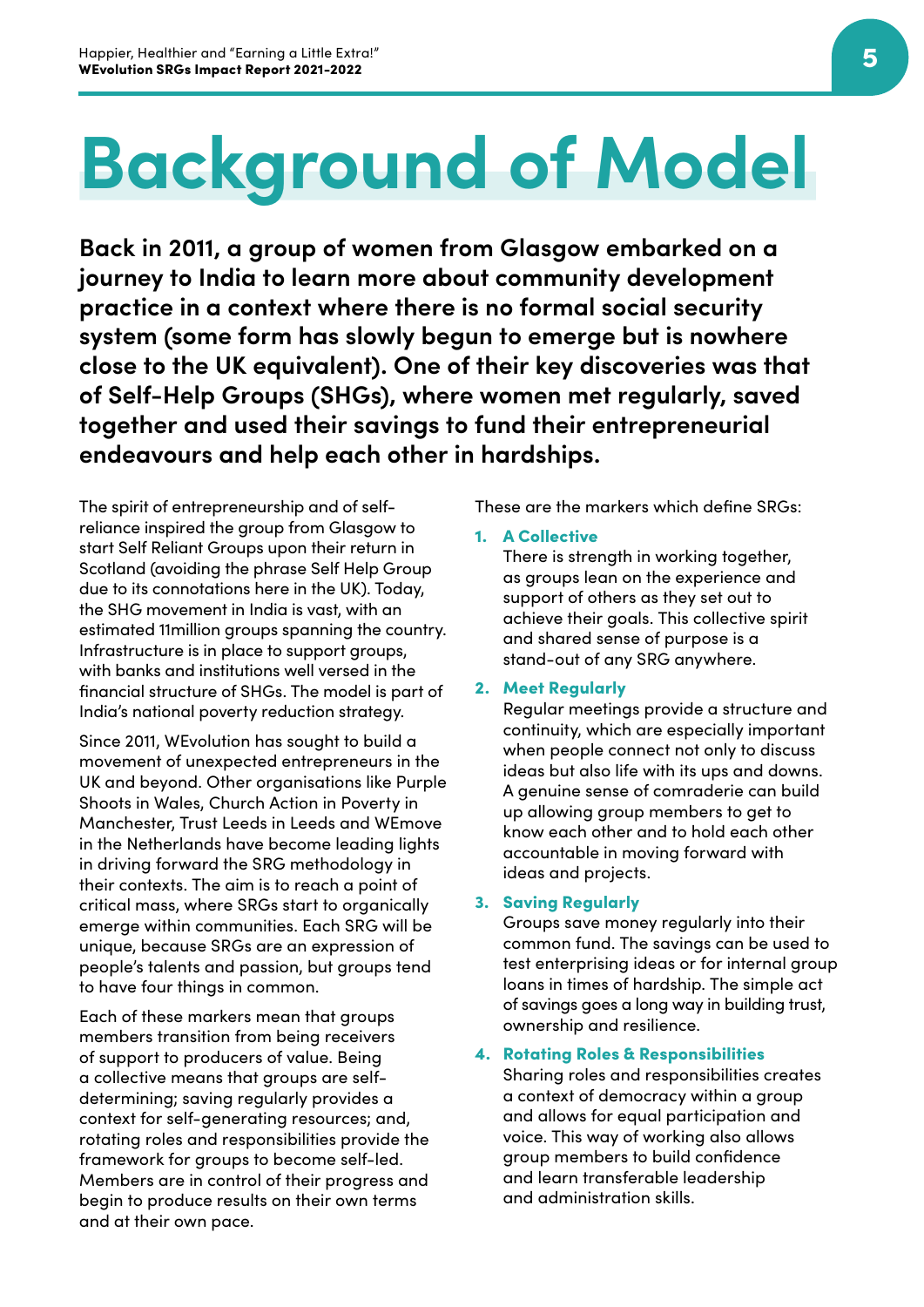# Background of Model

**Back in 2011, a group of women from Glasgow embarked on a journey to India to learn more about community development practice in a context where there is no formal social security system (some form has slowly begun to emerge but is nowhere close to the UK equivalent). One of their key discoveries was that of Self-Help Groups (SHGs), where women met regularly, saved together and used their savings to fund their entrepreneurial endeavours and help each other in hardships.**

The spirit of entrepreneurship and of self-reliance inspired the group from Glasgow to start Self Reliant Groups upon their return in Scotland (avoiding the phrase Self Help Group due to its connotations here in the UK). Today, the SHG movement in India is vast, with an estimated 11million groups spanning the country. Infrastructure is in place to support groups, with banks and institutions well versed in the financial structure of SHGs. The model is part of India's national poverty reduction strategy.

Since 2011, WEvolution has sought to build a movement of unexpected entrepreneurs in the UK and beyond. Other organisations like Purple Shoots in Wales, Church Action in Poverty in Manchester, Trust Leeds in Leeds and WEmove in the Netherlands have become leading lights in driving forward the SRG methodology in their contexts. The aim is to reach a point of critical mass, where SRGs start to organically emerge within communities. Each SRG will be unique, because SRGs are an expression of people's talents and passion, but groups tend to have four things in common.

Each of these markers mean that groups members transition from being receivers of support to producers of value. Being a collective means that groups are self-determining; saving regularly provides a context for self-generating resources; and, rotating roles and responsibilities provide the framework for groups to become self-led. Members are in control of their progress and begin to produce results on their own terms and at their own pace.

These are the markers which define SRGs:

1. **A Collective**
   There is strength in working together, as groups lean on the experience and support of others as they set out to achieve their goals. This collective spirit and shared sense of purpose is a stand-out of any SRG anywhere.

2. **Meet Regularly**
   Regular meetings provide a structure and continuity, which are especially important when people connect not only to discuss ideas but also life with its ups and downs. A genuine sense of comraderie can build up allowing group members to get to know each other and to hold each other accountable in moving forward with ideas and projects.

3. **Saving Regularly**
   Groups save money regularly into their common fund. The savings can be used to test enterprising ideas or for internal group loans in times of hardship. The simple act of savings goes a long way in building trust, ownership and resilience.

4. **Rotating Roles & Responsibilities**
   Sharing roles and responsibilities creates a context of democracy within a group and allows for equal participation and voice. This way of working also allows group members to build confidence and learn transferable leadership and administration skills.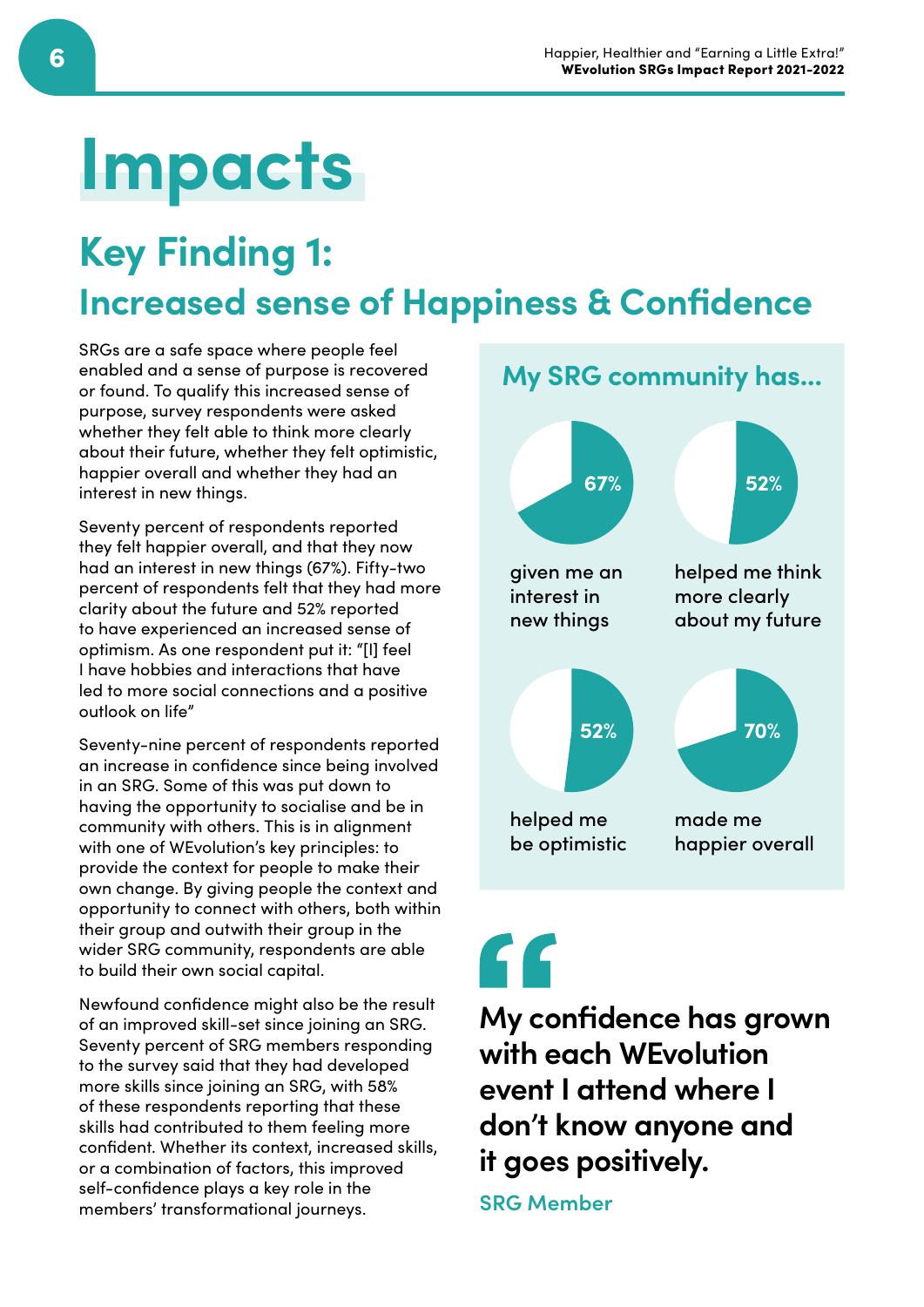# Impacts

## Key Finding 1:
## Increased sense of Happiness & Confidence

SRGs are a safe space where people feel enabled and a sense of purpose is recovered or found. To qualify this increased sense of purpose, survey respondents were asked whether they felt able to think more clearly about their future, whether they felt optimistic, happier overall and whether they had an interest in new things.

Seventy percent of respondents reported they felt happier overall, and that they now had an interest in new things (67%). Fifty-two percent of respondents felt that they had more clarity about the future and 52% reported to have experienced an increased sense of optimism. As one respondent put it: "[I] feel I have hobbies and interactions that have led to more social connections and a positive outlook on life"

Seventy-nine percent of respondents reported an increase in confidence since being involved in an SRG. Some of this was put down to having the opportunity to socialise and be in community with others. This is in alignment with one of WEvolution's key principles: to provide the context for people to make their own change. By giving people the context and opportunity to connect with others, both within their group and outwith their group in the wider SRG community, respondents are able to build their own social capital.

Newfound confidence might also be the result of an improved skill-set since joining an SRG. Seventy percent of SRG members responding to the survey said that they had developed more skills since joining an SRG, with 58% of these respondents reporting that these skills had contributed to them feeling more confident. Whether its context, increased skills, or a combination of factors, this improved self-confidence plays a key role in the members' transformational journeys.

### My SRG community has...

- 67% — given me an interest in new things
- 52% — helped me think more clearly about my future
- 52% — helped me be optimistic
- 70% — made me happier overall

> **My confidence has grown with each WEvolution event I attend where I don't know anyone and it goes positively.**
>
> SRG Member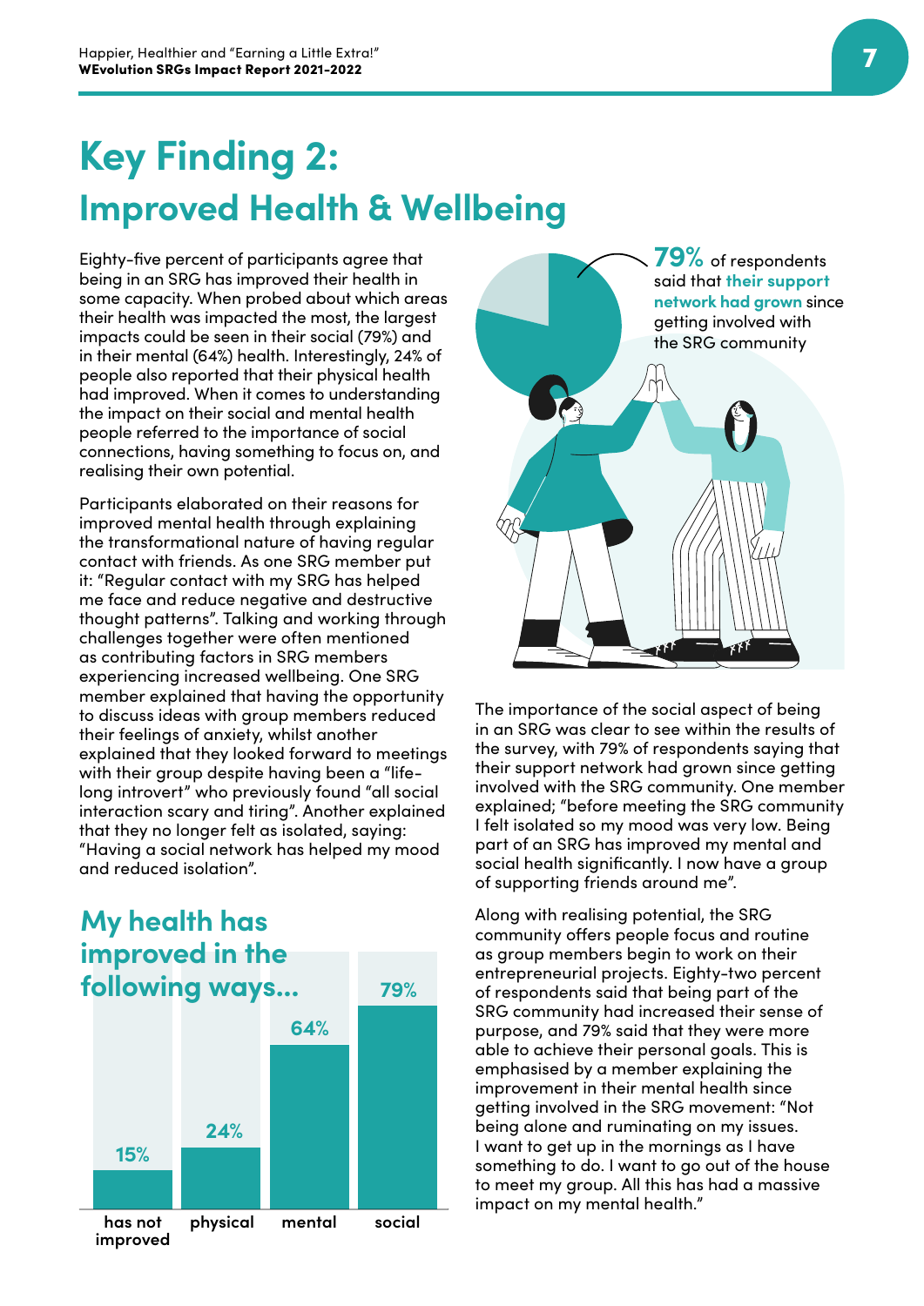# Key Finding 2:
## Improved Health & Wellbeing

Eighty-five percent of participants agree that being in an SRG has improved their health in some capacity. When probed about which areas their health was impacted the most, the largest impacts could be seen in their social (79%) and in their mental (64%) health. Interestingly, 24% of people also reported that their physical health had improved. When it comes to understanding the impact on their social and mental health people referred to the importance of social connections, having something to focus on, and realising their own potential.

Participants elaborated on their reasons for improved mental health through explaining the transformational nature of having regular contact with friends. As one SRG member put it: "Regular contact with my SRG has helped me face and reduce negative and destructive thought patterns". Talking and working through challenges together were often mentioned as contributing factors in SRG members experiencing increased wellbeing. One SRG member explained that having the opportunity to discuss ideas with group members reduced their feelings of anxiety, whilst another explained that they looked forward to meetings with their group despite having been a "life-long introvert" who previously found "all social interaction scary and tiring". Another explained that they no longer felt as isolated, saying: "Having a social network has helped my mood and reduced isolation".

### My health has improved in the following ways...

| has not improved | physical | mental | social |
|---|---|---|---|
| 15% | 24% | 64% | 79% |

**79%** of respondents said that **their support network had grown** since getting involved with the SRG community

The importance of the social aspect of being in an SRG was clear to see within the results of the survey, with 79% of respondents saying that their support network had grown since getting involved with the SRG community. One member explained; "before meeting the SRG community I felt isolated so my mood was very low. Being part of an SRG has improved my mental and social health significantly. I now have a group of supporting friends around me".

Along with realising potential, the SRG community offers people focus and routine as group members begin to work on their entrepreneurial projects. Eighty-two percent of respondents said that being part of the SRG community had increased their sense of purpose, and 79% said that they were more able to achieve their personal goals. This is emphasised by a member explaining the improvement in their mental health since getting involved in the SRG movement: "Not being alone and ruminating on my issues. I want to get up in the mornings as I have something to do. I want to go out of the house to meet my group. All this has had a massive impact on my mental health."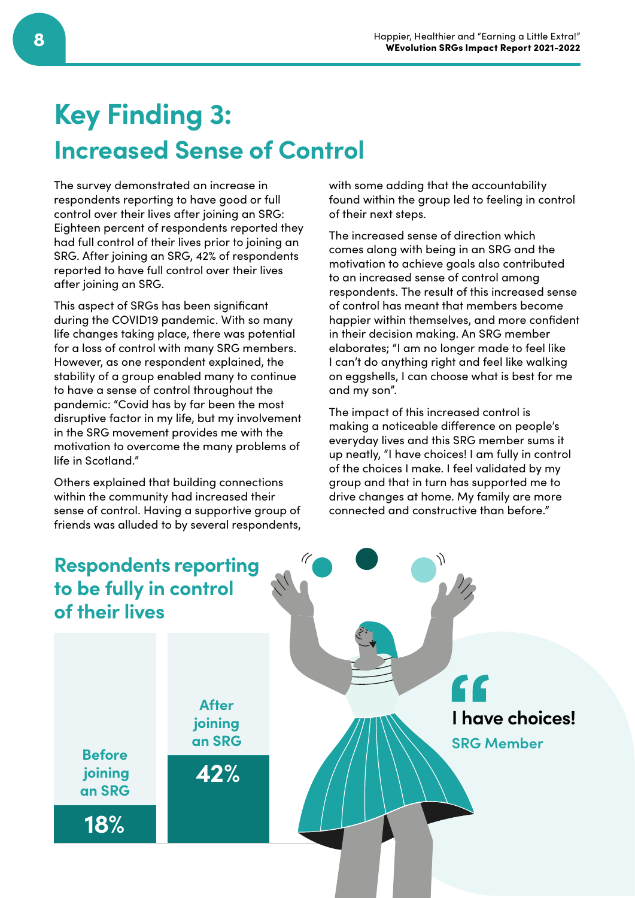# Key Finding 3:
## Increased Sense of Control

The survey demonstrated an increase in respondents reporting to have good or full control over their lives after joining an SRG: Eighteen percent of respondents reported they had full control of their lives prior to joining an SRG. After joining an SRG, 42% of respondents reported to have full control over their lives after joining an SRG.

This aspect of SRGs has been significant during the COVID19 pandemic. With so many life changes taking place, there was potential for a loss of control with many SRG members. However, as one respondent explained, the stability of a group enabled many to continue to have a sense of control throughout the pandemic: "Covid has by far been the most disruptive factor in my life, but my involvement in the SRG movement provides me with the motivation to overcome the many problems of life in Scotland."

Others explained that building connections within the community had increased their sense of control. Having a supportive group of friends was alluded to by several respondents, with some adding that the accountability found within the group led to feeling in control of their next steps.

The increased sense of direction which comes along with being in an SRG and the motivation to achieve goals also contributed to an increased sense of control among respondents. The result of this increased sense of control has meant that members become happier within themselves, and more confident in their decision making. An SRG member elaborates; "I am no longer made to feel like I can't do anything right and feel like walking on eggshells, I can choose what is best for me and my son".

The impact of this increased control is making a noticeable difference on people's everyday lives and this SRG member sums it up neatly, "I have choices! I am fully in control of the choices I make. I feel validated by my group and that in turn has supported me to drive changes at home. My family are more connected and constructive than before."

### Respondents reporting to be fully in control of their lives

| Before joining an SRG | After joining an SRG |
|---|---|
| 18% | 42% |

> **I have choices!**
>
> SRG Member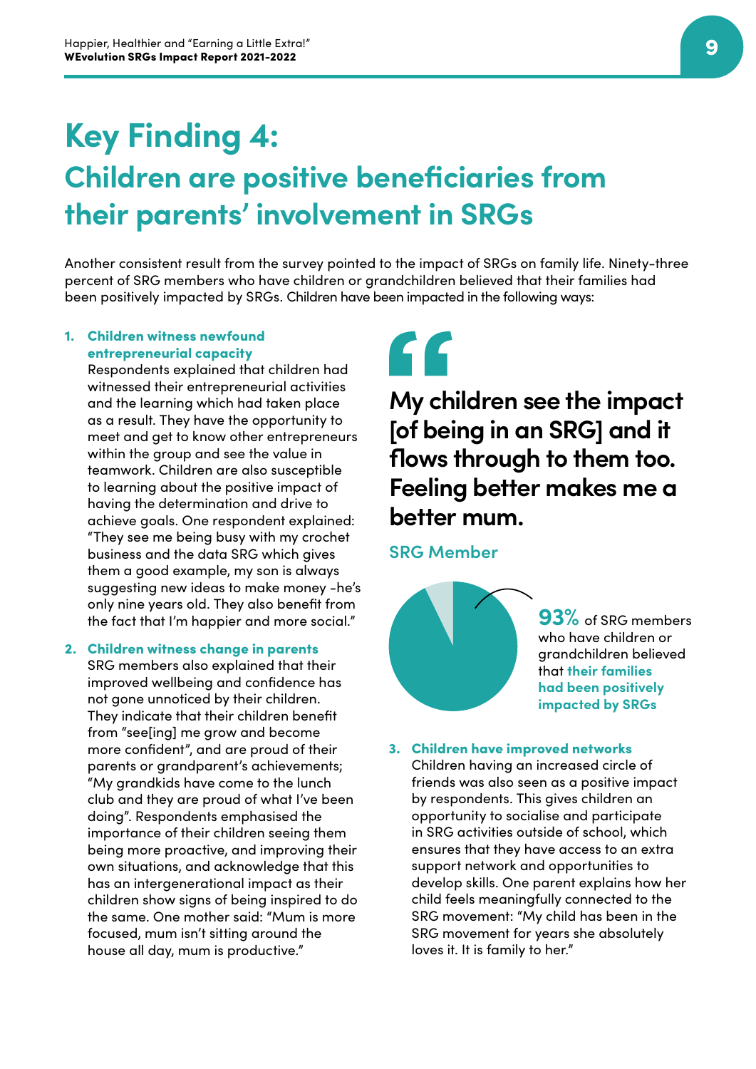# Key Finding 4:

## Children are positive beneficiaries from their parents' involvement in SRGs

Another consistent result from the survey pointed to the impact of SRGs on family life. Ninety-three percent of SRG members who have children or grandchildren believed that their families had been positively impacted by SRGs. Children have been impacted in the following ways:

1. **Children witness newfound entrepreneurial capacity**
   Respondents explained that children had witnessed their entrepreneurial activities and the learning which had taken place as a result. They have the opportunity to meet and get to know other entrepreneurs within the group and see the value in teamwork. Children are also susceptible to learning about the positive impact of having the determination and drive to achieve goals. One respondent explained: "They see me being busy with my crochet business and the data SRG which gives them a good example, my son is always suggesting new ideas to make money -he's only nine years old. They also benefit from the fact that I'm happier and more social."

2. **Children witness change in parents**
   SRG members also explained that their improved wellbeing and confidence has not gone unnoticed by their children. They indicate that their children benefit from "see[ing] me grow and become more confident", and are proud of their parents or grandparent's achievements; "My grandkids have come to the lunch club and they are proud of what I've been doing". Respondents emphasised the importance of their children seeing them being more proactive, and improving their own situations, and acknowledge that this has an intergenerational impact as their children show signs of being inspired to do the same. One mother said: "Mum is more focused, mum isn't sitting around the house all day, mum is productive."

> **My children see the impact [of being in an SRG] and it flows through to them too. Feeling better makes me a better mum.**
>
> SRG Member

**93%** of SRG members who have children or grandchildren believed that **their families had been positively impacted by SRGs**

3. **Children have improved networks**
   Children having an increased circle of friends was also seen as a positive impact by respondents. This gives children an opportunity to socialise and participate in SRG activities outside of school, which ensures that they have access to an extra support network and opportunities to develop skills. One parent explains how her child feels meaningfully connected to the SRG movement: "My child has been in the SRG movement for years she absolutely loves it. It is family to her."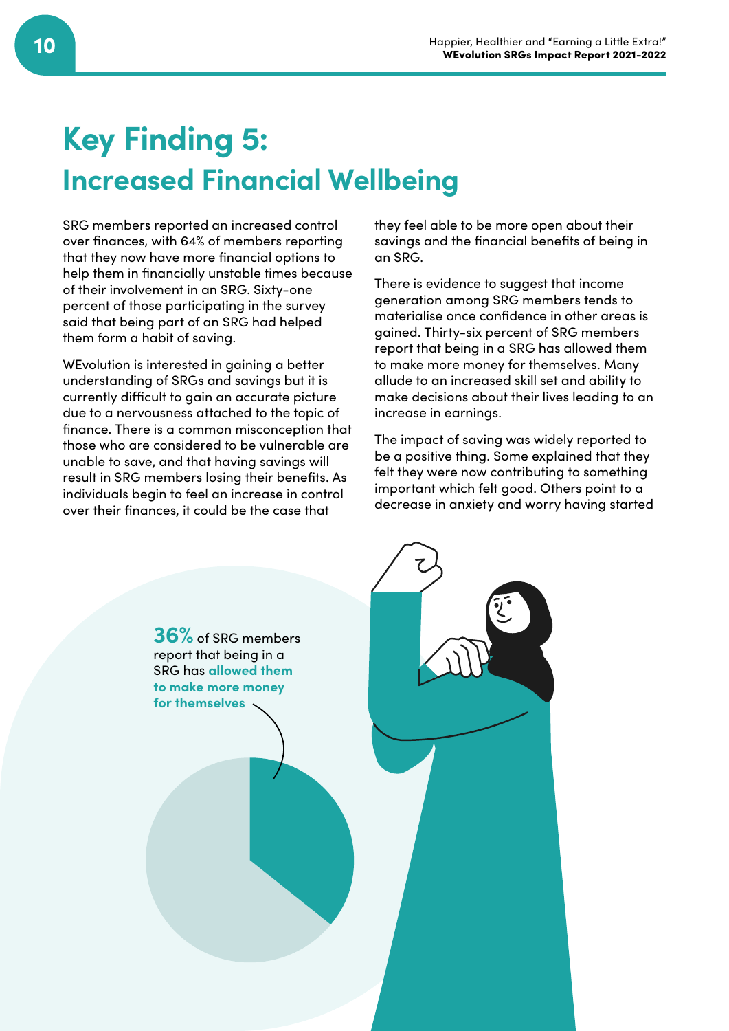# Key Finding 5:
## Increased Financial Wellbeing

SRG members reported an increased control over finances, with 64% of members reporting that they now have more financial options to help them in financially unstable times because of their involvement in an SRG. Sixty-one percent of those participating in the survey said that being part of an SRG had helped them form a habit of saving.

WEvolution is interested in gaining a better understanding of SRGs and savings but it is currently difficult to gain an accurate picture due to a nervousness attached to the topic of finance. There is a common misconception that those who are considered to be vulnerable are unable to save, and that having savings will result in SRG members losing their benefits. As individuals begin to feel an increase in control over their finances, it could be the case that they feel able to be more open about their savings and the financial benefits of being in an SRG.

There is evidence to suggest that income generation among SRG members tends to materialise once confidence in other areas is gained. Thirty-six percent of SRG members report that being in a SRG has allowed them to make more money for themselves. Many allude to an increased skill set and ability to make decisions about their lives leading to an increase in earnings.

The impact of saving was widely reported to be a positive thing. Some explained that they felt they were now contributing to something important which felt good. Others point to a decrease in anxiety and worry having started

**36%** of SRG members report that being in a SRG has **allowed them to make more money for themselves**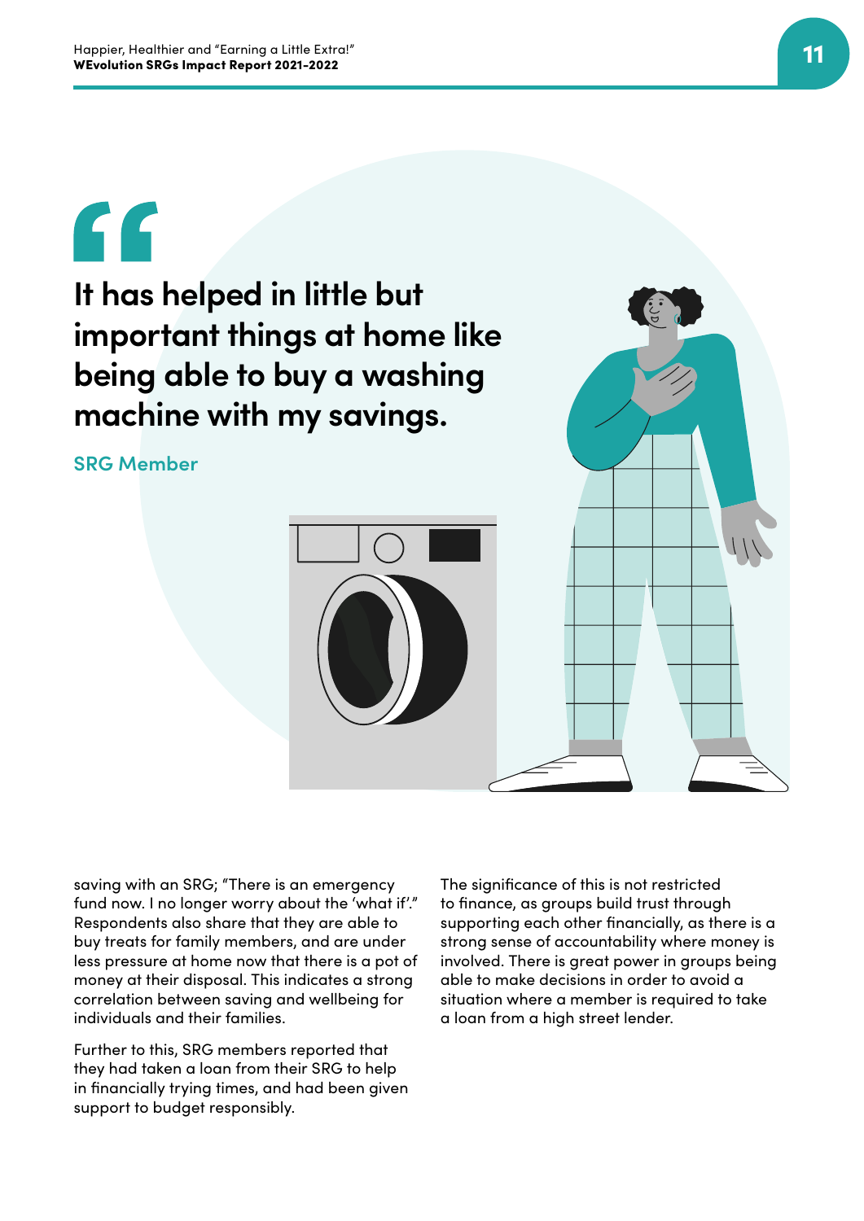> It has helped in little but important things at home like being able to buy a washing machine with my savings.

SRG Member

saving with an SRG; "There is an emergency fund now. I no longer worry about the 'what if'." Respondents also share that they are able to buy treats for family members, and are under less pressure at home now that there is a pot of money at their disposal. This indicates a strong correlation between saving and wellbeing for individuals and their families.

Further to this, SRG members reported that they had taken a loan from their SRG to help in financially trying times, and had been given support to budget responsibly.

The significance of this is not restricted to finance, as groups build trust through supporting each other financially, as there is a strong sense of accountability where money is involved. There is great power in groups being able to make decisions in order to avoid a situation where a member is required to take a loan from a high street lender.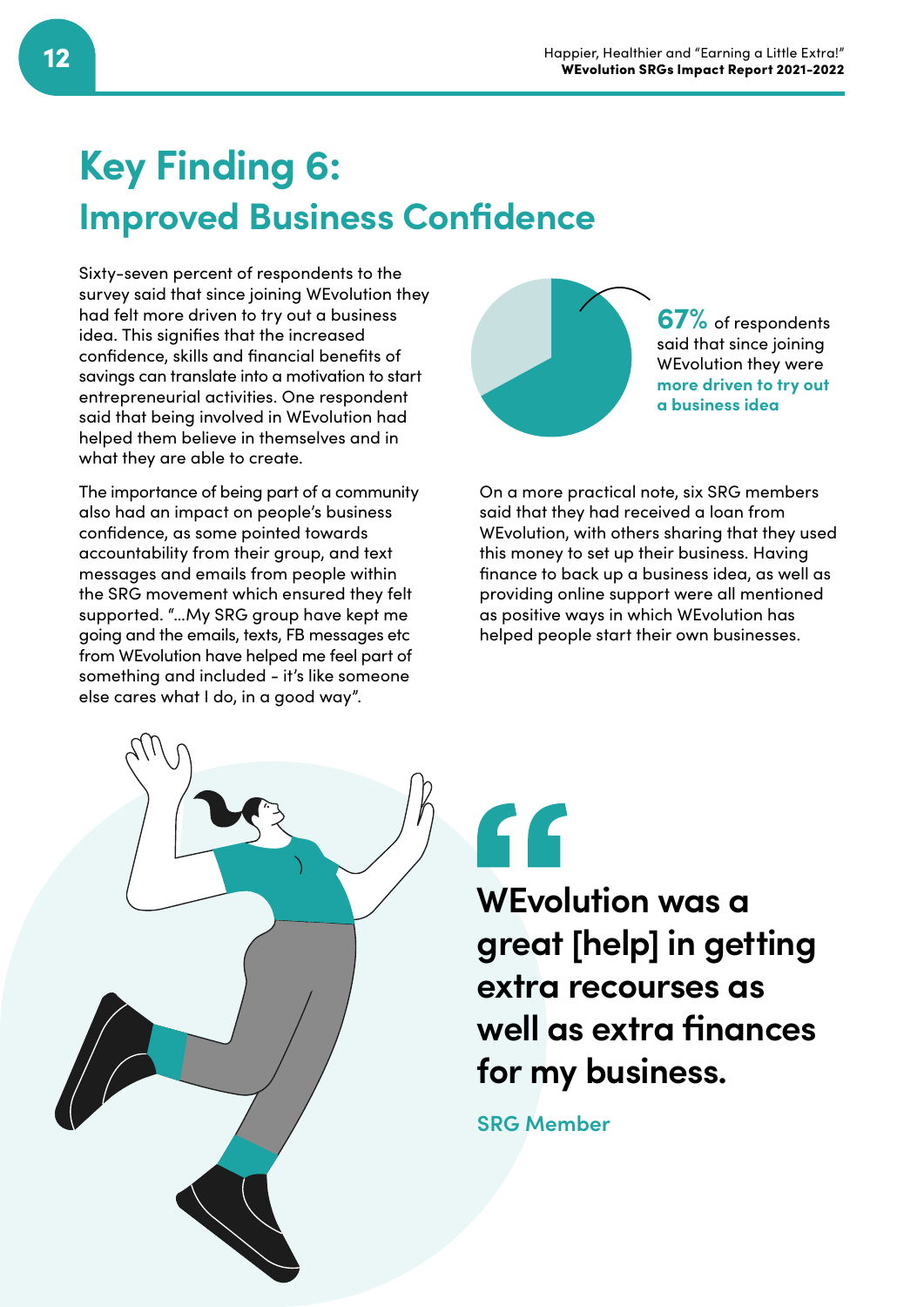# Key Finding 6:
## Improved Business Confidence

Sixty-seven percent of respondents to the survey said that since joining WEvolution they had felt more driven to try out a business idea. This signifies that the increased confidence, skills and financial benefits of savings can translate into a motivation to start entrepreneurial activities. One respondent said that being involved in WEvolution had helped them believe in themselves and in what they are able to create.

The importance of being part of a community also had an impact on people's business confidence, as some pointed towards accountability from their group, and text messages and emails from people within the SRG movement which ensured they felt supported. "...My SRG group have kept me going and the emails, texts, FB messages etc from WEvolution have helped me feel part of something and included - it's like someone else cares what I do, in a good way".

**67%** of respondents said that since joining WEvolution they were **more driven to try out a business idea**

On a more practical note, six SRG members said that they had received a loan from WEvolution, with others sharing that they used this money to set up their business. Having finance to back up a business idea, as well as providing online support were all mentioned as positive ways in which WEvolution has helped people start their own businesses.

> **WEvolution was a great [help] in getting extra recourses as well as extra finances for my business.**
>
> SRG Member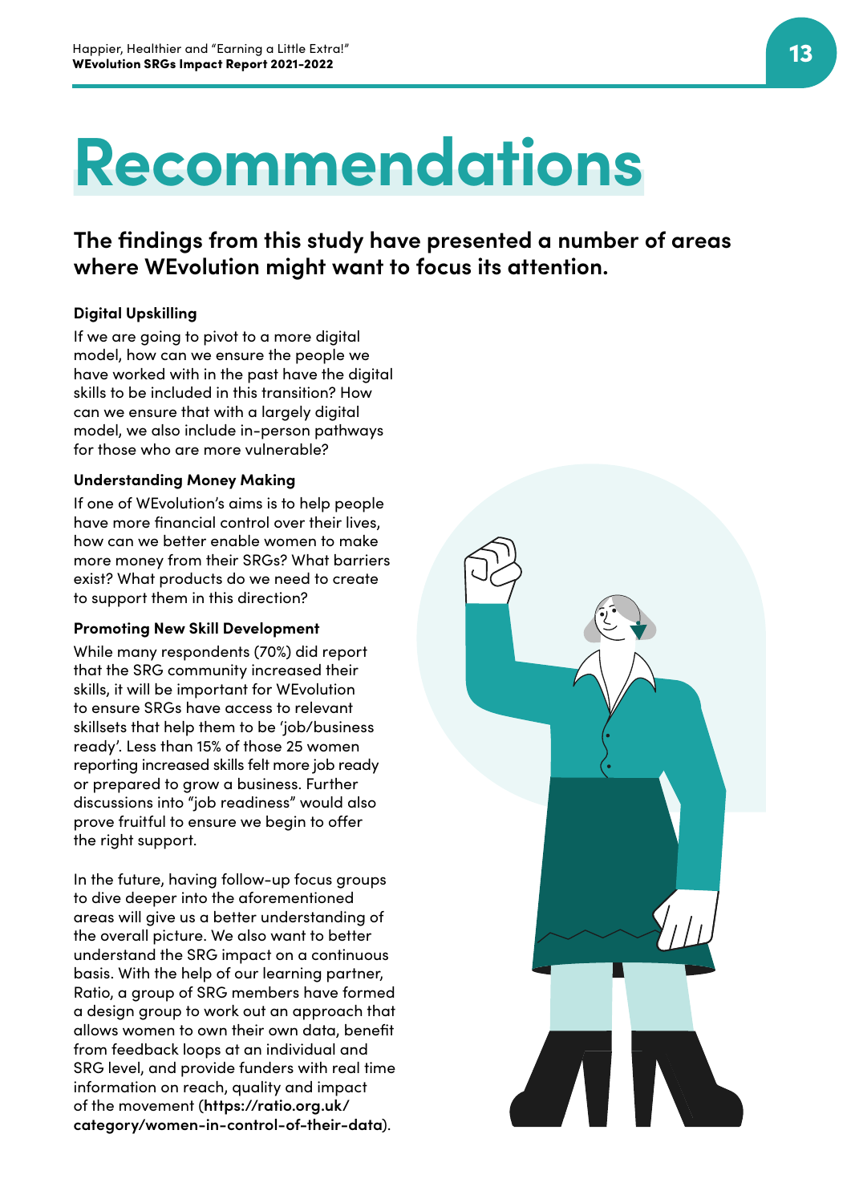# Recommendations

## The findings from this study have presented a number of areas where WEvolution might want to focus its attention.

### Digital Upskilling

If we are going to pivot to a more digital model, how can we ensure the people we have worked with in the past have the digital skills to be included in this transition? How can we ensure that with a largely digital model, we also include in-person pathways for those who are more vulnerable?

### Understanding Money Making

If one of WEvolution's aims is to help people have more financial control over their lives, how can we better enable women to make more money from their SRGs? What barriers exist? What products do we need to create to support them in this direction?

### Promoting New Skill Development

While many respondents (70%) did report that the SRG community increased their skills, it will be important for WEvolution to ensure SRGs have access to relevant skillsets that help them to be 'job/business ready'. Less than 15% of those 25 women reporting increased skills felt more job ready or prepared to grow a business. Further discussions into "job readiness" would also prove fruitful to ensure we begin to offer the right support.

In the future, having follow-up focus groups to dive deeper into the aforementioned areas will give us a better understanding of the overall picture. We also want to better understand the SRG impact on a continuous basis. With the help of our learning partner, Ratio, a group of SRG members have formed a design group to work out an approach that allows women to own their own data, benefit from feedback loops at an individual and SRG level, and provide funders with real time information on reach, quality and impact of the movement (**https://ratio.org.uk/category/women-in-control-of-their-data**).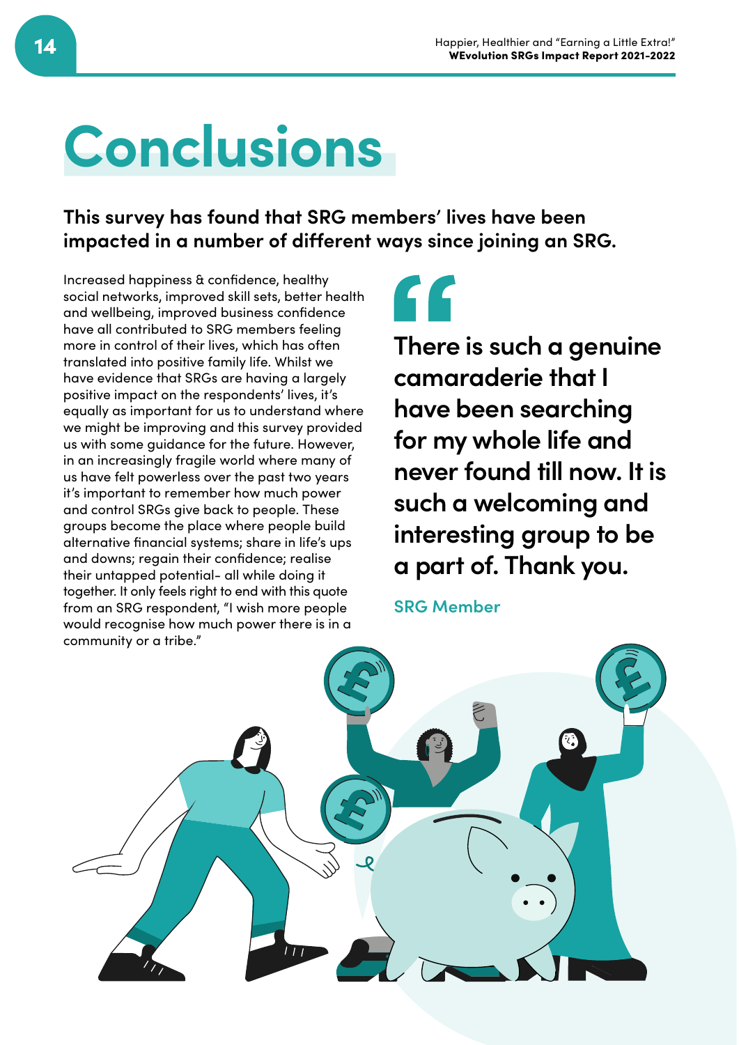# Conclusions

**This survey has found that SRG members' lives have been impacted in a number of different ways since joining an SRG.**

Increased happiness & confidence, healthy social networks, improved skill sets, better health and wellbeing, improved business confidence have all contributed to SRG members feeling more in control of their lives, which has often translated into positive family life. Whilst we have evidence that SRGs are having a largely positive impact on the respondents' lives, it's equally as important for us to understand where we might be improving and this survey provided us with some guidance for the future. However, in an increasingly fragile world where many of us have felt powerless over the past two years it's important to remember how much power and control SRGs give back to people. These groups become the place where people build alternative financial systems; share in life's ups and downs; regain their confidence; realise their untapped potential- all while doing it together. It only feels right to end with this quote from an SRG respondent, "I wish more people would recognise how much power there is in a community or a tribe."

> **There is such a genuine camaraderie that I have been searching for my whole life and never found till now. It is such a welcoming and interesting group to be a part of. Thank you.**
>
> SRG Member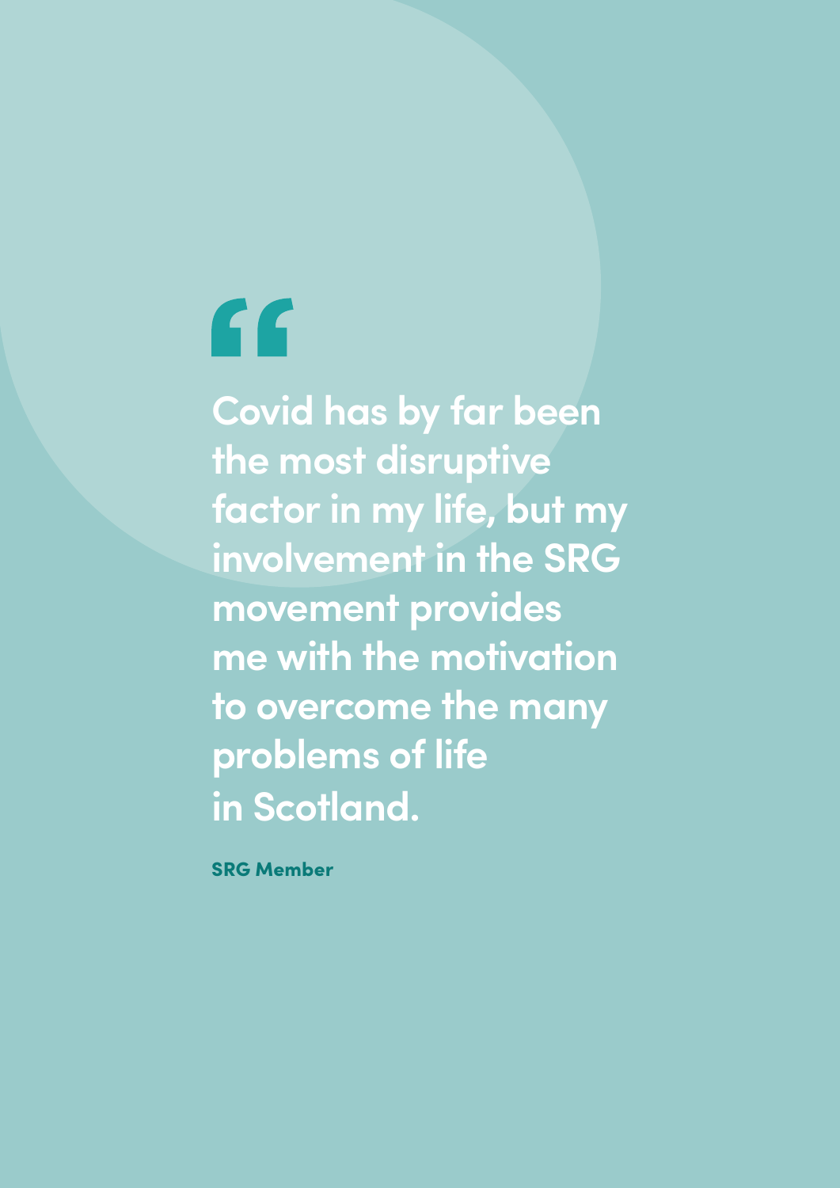> "Covid has by far been the most disruptive factor in my life, but my involvement in the SRG movement provides me with the motivation to overcome the many problems of life in Scotland.

**SRG Member**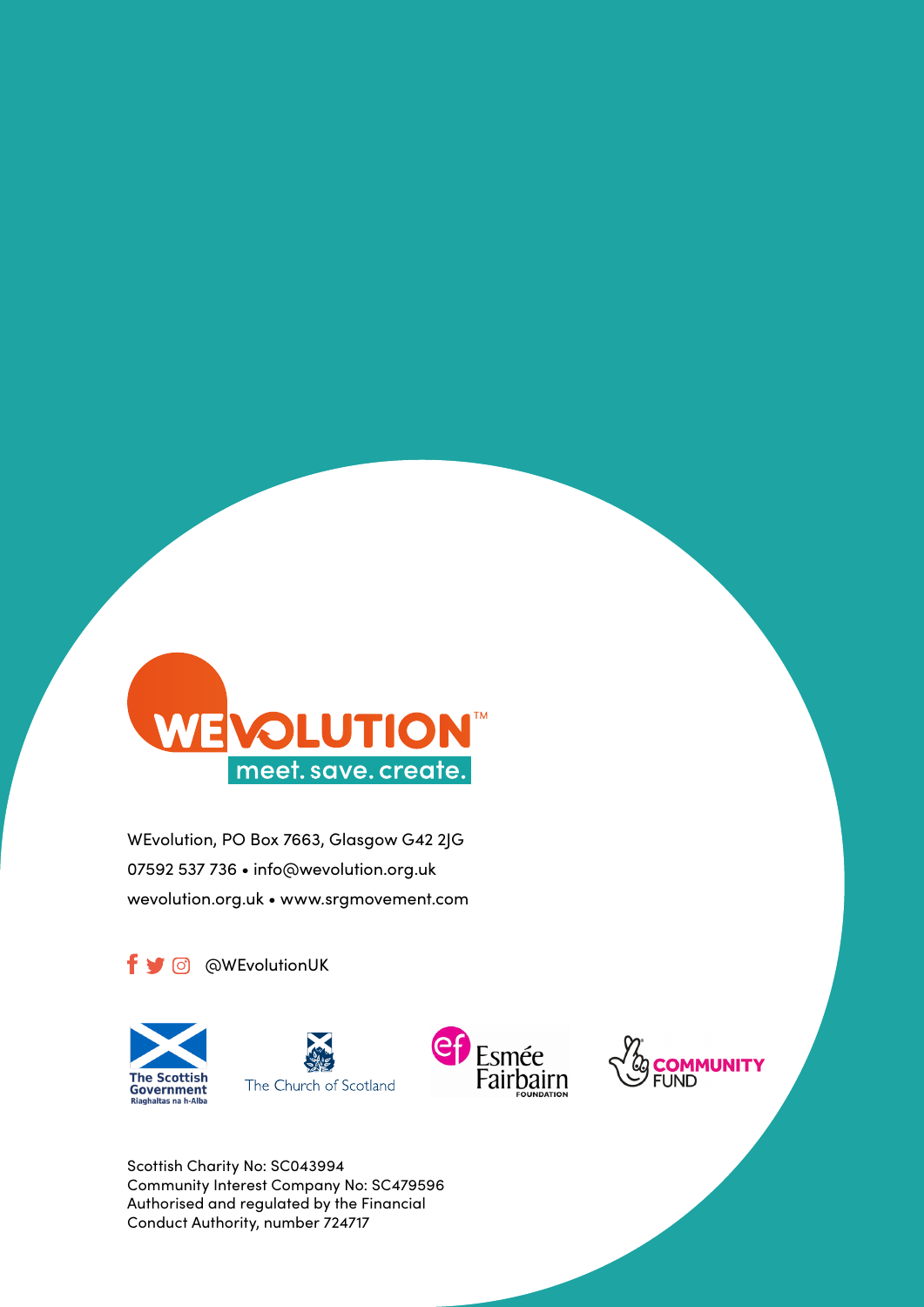WEVOLUTION™

meet. save. create.

WEvolution, PO Box 7663, Glasgow G42 2JG
07592 537 736 • info@wevolution.org.uk
wevolution.org.uk • www.srgmovement.com

@WEvolutionUK

The Scottish Government
Riaghaltas na h-Alba

The Church of Scotland

Esmée Fairbairn Foundation

Community Fund

Scottish Charity No: SC043994
Community Interest Company No: SC479596
Authorised and regulated by the Financial Conduct Authority, number 724717